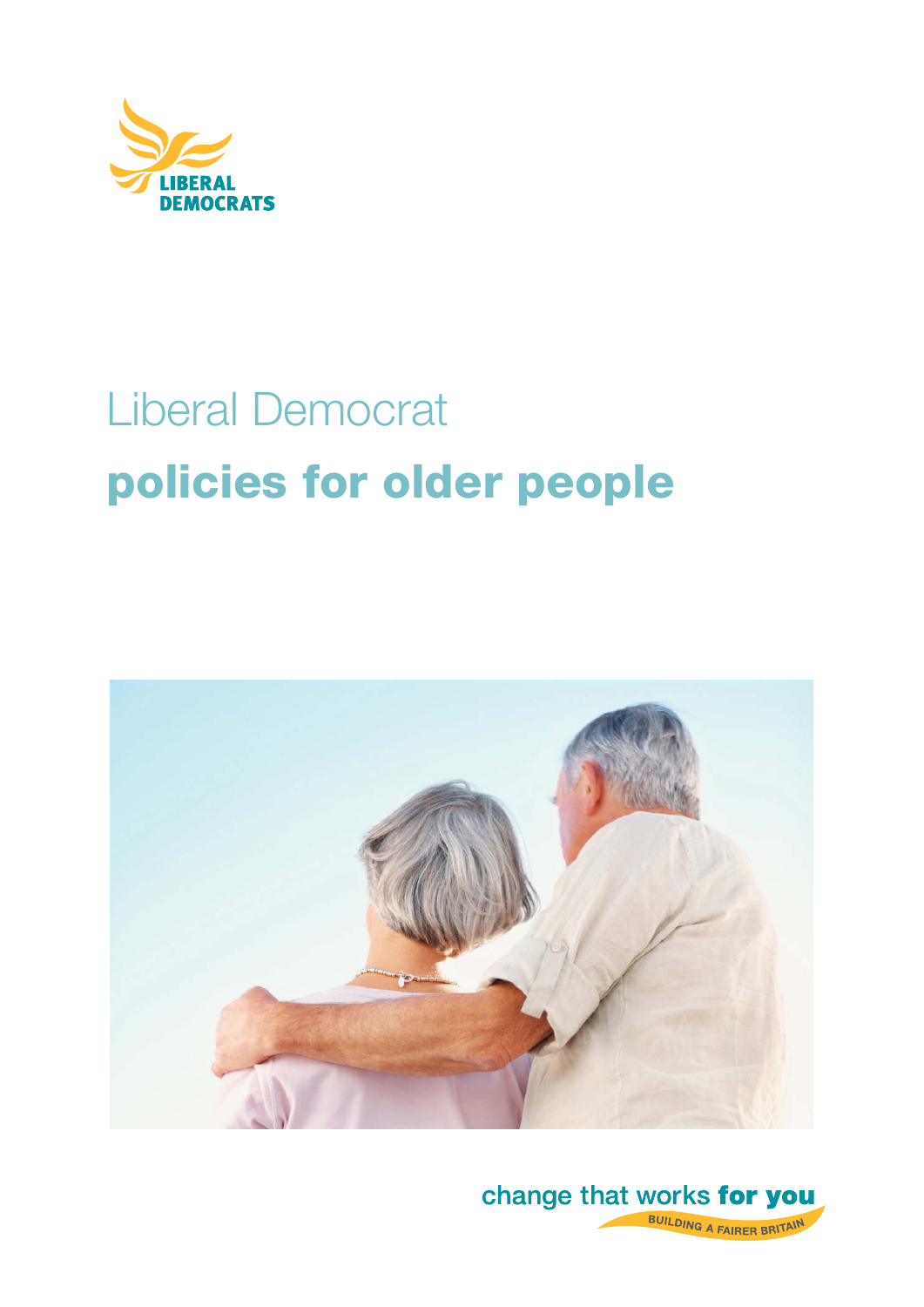LIBERAL DEMOCRATS

# Liberal Democrat

# policies for older people

change that works **for you**

BUILDING A FAIRER BRITAIN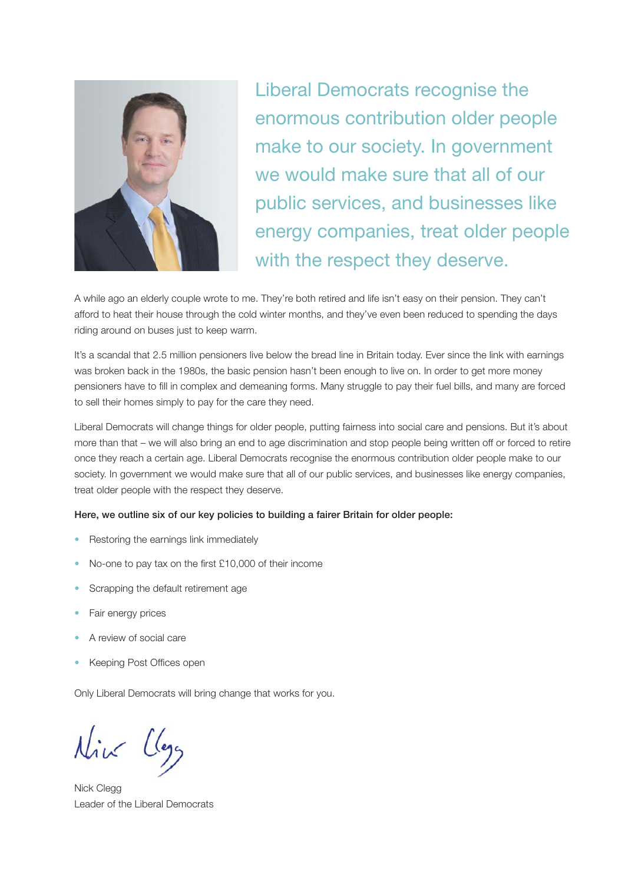Liberal Democrats recognise the enormous contribution older people make to our society. In government we would make sure that all of our public services, and businesses like energy companies, treat older people with the respect they deserve.

A while ago an elderly couple wrote to me. They're both retired and life isn't easy on their pension. They can't afford to heat their house through the cold winter months, and they've even been reduced to spending the days riding around on buses just to keep warm.

It's a scandal that 2.5 million pensioners live below the bread line in Britain today. Ever since the link with earnings was broken back in the 1980s, the basic pension hasn't been enough to live on. In order to get more money pensioners have to fill in complex and demeaning forms. Many struggle to pay their fuel bills, and many are forced to sell their homes simply to pay for the care they need.

Liberal Democrats will change things for older people, putting fairness into social care and pensions. But it's about more than that – we will also bring an end to age discrimination and stop people being written off or forced to retire once they reach a certain age. Liberal Democrats recognise the enormous contribution older people make to our society. In government we would make sure that all of our public services, and businesses like energy companies, treat older people with the respect they deserve.

**Here, we outline six of our key policies to building a fairer Britain for older people:**

- Restoring the earnings link immediately
- No-one to pay tax on the first £10,000 of their income
- Scrapping the default retirement age
- Fair energy prices
- A review of social care
- Keeping Post Offices open

Only Liberal Democrats will bring change that works for you.

Nick Clegg

Nick Clegg
Leader of the Liberal Democrats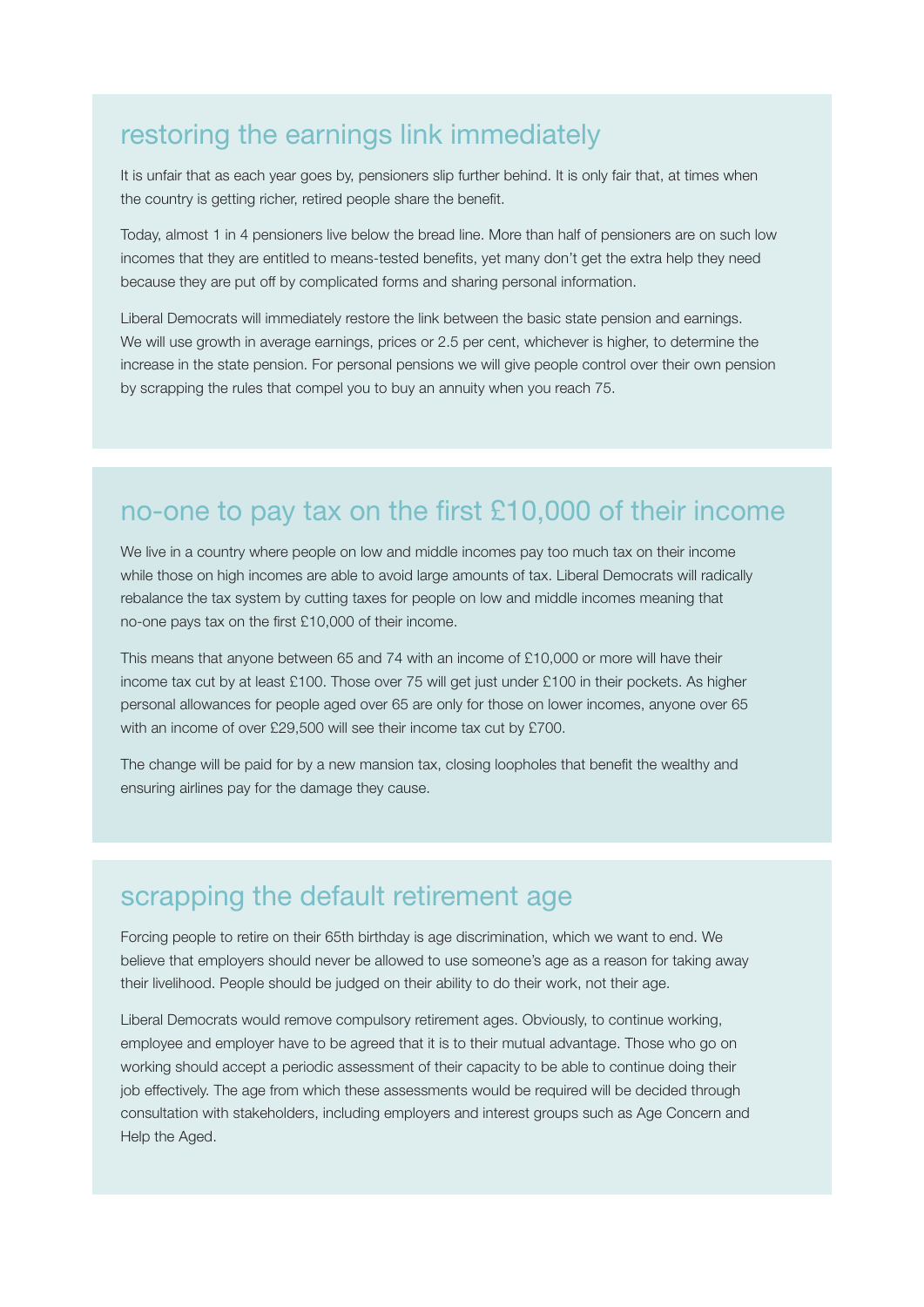## restoring the earnings link immediately

It is unfair that as each year goes by, pensioners slip further behind. It is only fair that, at times when the country is getting richer, retired people share the benefit.

Today, almost 1 in 4 pensioners live below the bread line. More than half of pensioners are on such low incomes that they are entitled to means-tested benefits, yet many don't get the extra help they need because they are put off by complicated forms and sharing personal information.

Liberal Democrats will immediately restore the link between the basic state pension and earnings. We will use growth in average earnings, prices or 2.5 per cent, whichever is higher, to determine the increase in the state pension. For personal pensions we will give people control over their own pension by scrapping the rules that compel you to buy an annuity when you reach 75.

## no-one to pay tax on the first £10,000 of their income

We live in a country where people on low and middle incomes pay too much tax on their income while those on high incomes are able to avoid large amounts of tax. Liberal Democrats will radically rebalance the tax system by cutting taxes for people on low and middle incomes meaning that no-one pays tax on the first £10,000 of their income.

This means that anyone between 65 and 74 with an income of £10,000 or more will have their income tax cut by at least £100. Those over 75 will get just under £100 in their pockets. As higher personal allowances for people aged over 65 are only for those on lower incomes, anyone over 65 with an income of over £29,500 will see their income tax cut by £700.

The change will be paid for by a new mansion tax, closing loopholes that benefit the wealthy and ensuring airlines pay for the damage they cause.

## scrapping the default retirement age

Forcing people to retire on their 65th birthday is age discrimination, which we want to end. We believe that employers should never be allowed to use someone's age as a reason for taking away their livelihood. People should be judged on their ability to do their work, not their age.

Liberal Democrats would remove compulsory retirement ages. Obviously, to continue working, employee and employer have to be agreed that it is to their mutual advantage. Those who go on working should accept a periodic assessment of their capacity to be able to continue doing their job effectively. The age from which these assessments would be required will be decided through consultation with stakeholders, including employers and interest groups such as Age Concern and Help the Aged.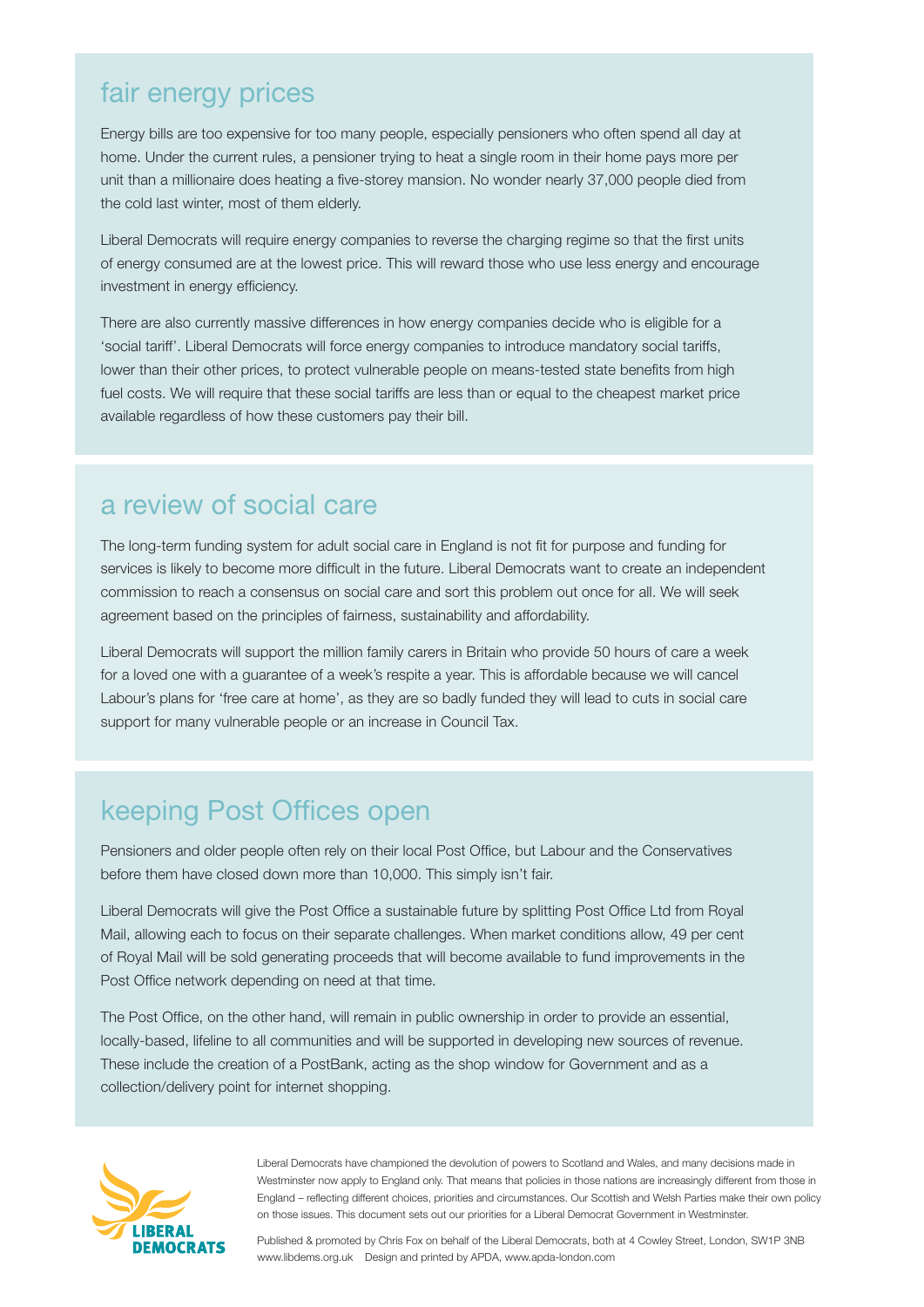## fair energy prices

Energy bills are too expensive for too many people, especially pensioners who often spend all day at home. Under the current rules, a pensioner trying to heat a single room in their home pays more per unit than a millionaire does heating a five-storey mansion. No wonder nearly 37,000 people died from the cold last winter, most of them elderly.

Liberal Democrats will require energy companies to reverse the charging regime so that the first units of energy consumed are at the lowest price. This will reward those who use less energy and encourage investment in energy efficiency.

There are also currently massive differences in how energy companies decide who is eligible for a 'social tariff'. Liberal Democrats will force energy companies to introduce mandatory social tariffs, lower than their other prices, to protect vulnerable people on means-tested state benefits from high fuel costs. We will require that these social tariffs are less than or equal to the cheapest market price available regardless of how these customers pay their bill.

## a review of social care

The long-term funding system for adult social care in England is not fit for purpose and funding for services is likely to become more difficult in the future. Liberal Democrats want to create an independent commission to reach a consensus on social care and sort this problem out once for all. We will seek agreement based on the principles of fairness, sustainability and affordability.

Liberal Democrats will support the million family carers in Britain who provide 50 hours of care a week for a loved one with a guarantee of a week's respite a year. This is affordable because we will cancel Labour's plans for 'free care at home', as they are so badly funded they will lead to cuts in social care support for many vulnerable people or an increase in Council Tax.

## keeping Post Offices open

Pensioners and older people often rely on their local Post Office, but Labour and the Conservatives before them have closed down more than 10,000. This simply isn't fair.

Liberal Democrats will give the Post Office a sustainable future by splitting Post Office Ltd from Royal Mail, allowing each to focus on their separate challenges. When market conditions allow, 49 per cent of Royal Mail will be sold generating proceeds that will become available to fund improvements in the Post Office network depending on need at that time.

The Post Office, on the other hand, will remain in public ownership in order to provide an essential, locally-based, lifeline to all communities and will be supported in developing new sources of revenue. These include the creation of a PostBank, acting as the shop window for Government and as a collection/delivery point for internet shopping.

LIBERAL DEMOCRATS

Liberal Democrats have championed the devolution of powers to Scotland and Wales, and many decisions made in Westminster now apply to England only. That means that policies in those nations are increasingly different from those in England – reflecting different choices, priorities and circumstances. Our Scottish and Welsh Parties make their own policy on those issues. This document sets out our priorities for a Liberal Democrat Government in Westminster.

Published & promoted by Chris Fox on behalf of the Liberal Democrats, both at 4 Cowley Street, London, SW1P 3NB
www.libdems.org.uk Design and printed by APDA, www.apda-london.com